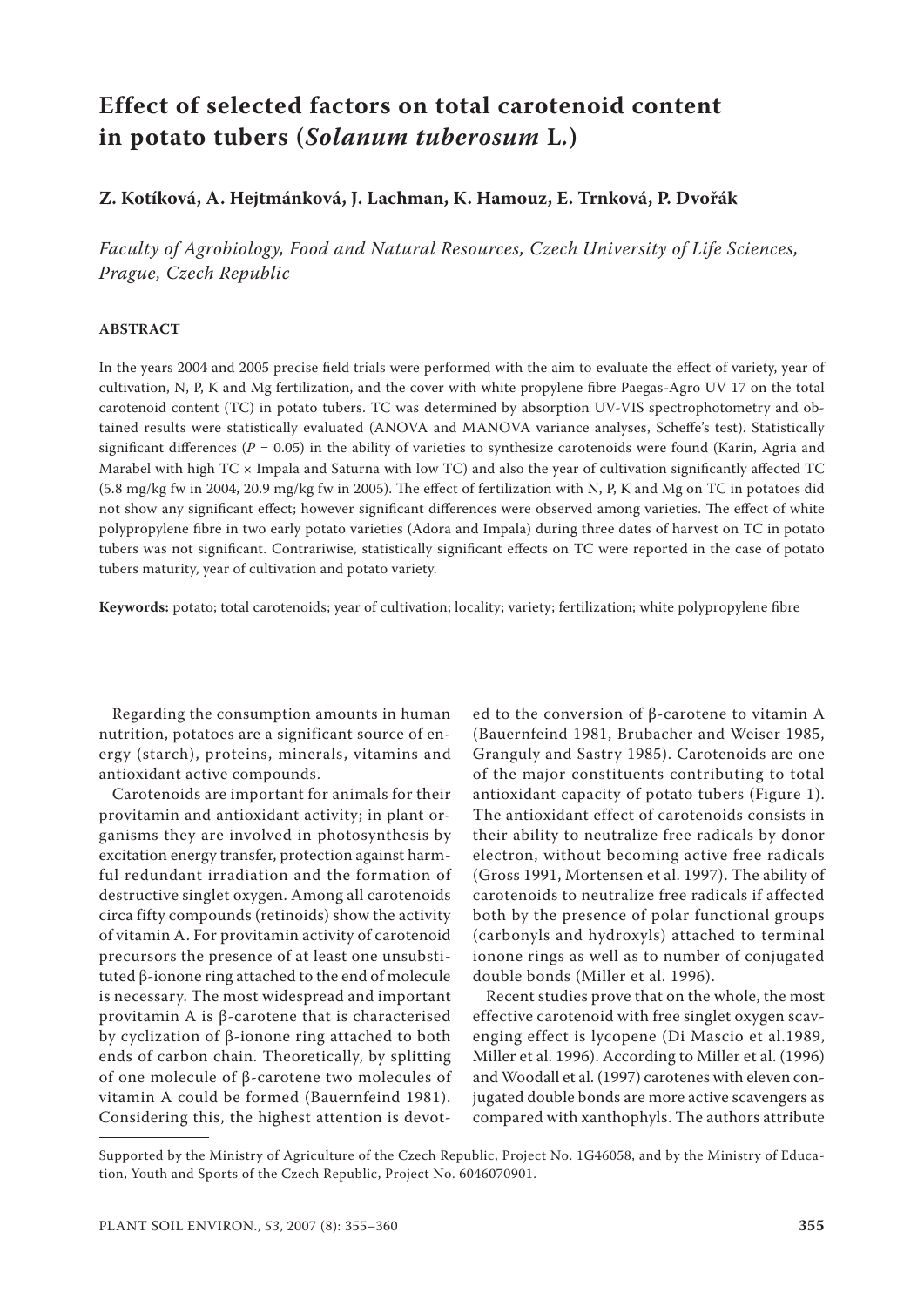# Effect of selected factors on total carotenoid content in potato tubers (*Solanum tuberosum* L.)

**Z. Kotíková, A. Hejtmánková, J. Lachman, K. Hamouz, E. Trnková, P. Dvořák**

*Faculty of Agrobiology, Food and Natural Resources, Czech University of Life Sciences, Prague, Czech Republic*

**ABSTRACT**

In the years 2004 and 2005 precise field trials were performed with the aim to evaluate the effect of variety, year of cultivation, N, P, K and Mg fertilization, and the cover with white propylene fibre Paegas-Agro UV 17 on the total carotenoid content (TC) in potato tubers. TC was determined by absorption UV-VIS spectrophotometry and obtained results were statistically evaluated (ANOVA and MANOVA variance analyses, Scheffe's test). Statistically significant differences ($P = 0.05$) in the ability of varieties to synthesize carotenoids were found (Karin, Agria and Marabel with high TC × Impala and Saturna with low TC) and also the year of cultivation significantly affected TC (5.8 mg/kg fw in 2004, 20.9 mg/kg fw in 2005). The effect of fertilization with N, P, K and Mg on TC in potatoes did not show any significant effect; however significant differences were observed among varieties. The effect of white polypropylene fibre in two early potato varieties (Adora and Impala) during three dates of harvest on TC in potato tubers was not significant. Contrariwise, statistically significant effects on TC were reported in the case of potato tubers maturity, year of cultivation and potato variety.

**Keywords:** potato; total carotenoids; year of cultivation; locality; variety; fertilization; white polypropylene fibre

Regarding the consumption amounts in human nutrition, potatoes are a significant source of energy (starch), proteins, minerals, vitamins and antioxidant active compounds.

Carotenoids are important for animals for their provitamin and antioxidant activity; in plant organisms they are involved in photosynthesis by excitation energy transfer, protection against harmful redundant irradiation and the formation of destructive singlet oxygen. Among all carotenoids circa fifty compounds (retinoids) show the activity of vitamin A. For provitamin activity of carotenoid precursors the presence of at least one unsubstituted β-ionone ring attached to the end of molecule is necessary. The most widespread and important provitamin A is β-carotene that is characterised by cyclization of β-ionone ring attached to both ends of carbon chain. Theoretically, by splitting of one molecule of β-carotene two molecules of vitamin A could be formed (Bauernfeind 1981). Considering this, the highest attention is devoted to the conversion of β-carotene to vitamin A (Bauernfeind 1981, Brubacher and Weiser 1985, Granguly and Sastry 1985). Carotenoids are one of the major constituents contributing to total antioxidant capacity of potato tubers (Figure 1). The antioxidant effect of carotenoids consists in their ability to neutralize free radicals by donor electron, without becoming active free radicals (Gross 1991, Mortensen et al. 1997). The ability of carotenoids to neutralize free radicals if affected both by the presence of polar functional groups (carbonyls and hydroxyls) attached to terminal ionone rings as well as to number of conjugated double bonds (Miller et al. 1996).

Recent studies prove that on the whole, the most effective carotenoid with free singlet oxygen scavenging effect is lycopene (Di Mascio et al.1989, Miller et al. 1996). According to Miller et al. (1996) and Woodall et al. (1997) carotenes with eleven conjugated double bonds are more active scavengers as compared with xanthophyls. The authors attribute

Supported by the Ministry of Agriculture of the Czech Republic, Project No. 1G46058, and by the Ministry of Education, Youth and Sports of the Czech Republic, Project No. 6046070901.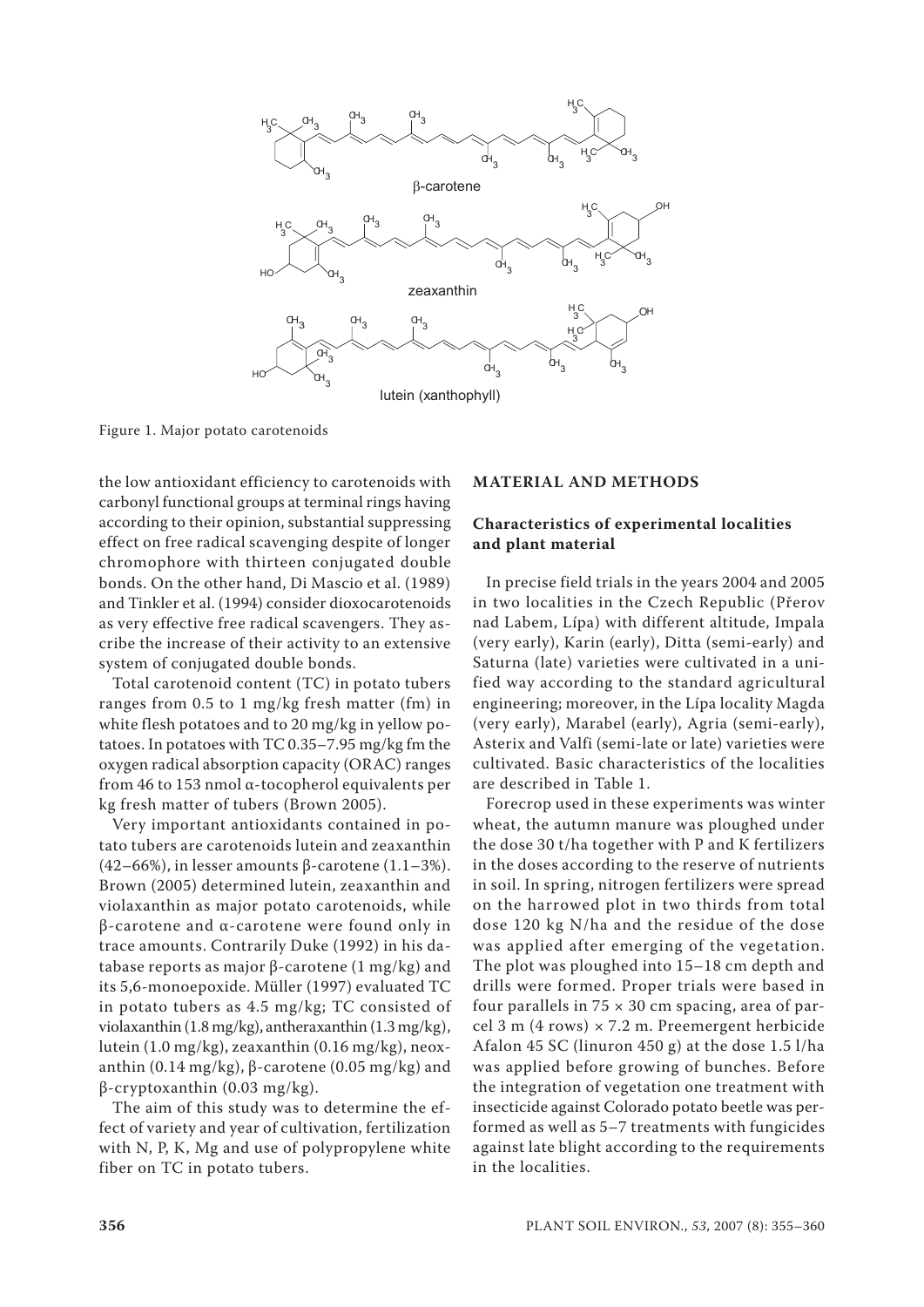Figure 1. Major potato carotenoids

the low antioxidant efficiency to carotenoids with carbonyl functional groups at terminal rings having according to their opinion, substantial suppressing effect on free radical scavenging despite of longer chromophore with thirteen conjugated double bonds. On the other hand, Di Mascio et al. (1989) and Tinkler et al. (1994) consider dioxocarotenoids as very effective free radical scavengers. They ascribe the increase of their activity to an extensive system of conjugated double bonds.

Total carotenoid content (TC) in potato tubers ranges from 0.5 to 1 mg/kg fresh matter (fm) in white flesh potatoes and to 20 mg/kg in yellow potatoes. In potatoes with TC 0.35–7.95 mg/kg fm the oxygen radical absorption capacity (ORAC) ranges from 46 to 153 nmol α-tocopherol equivalents per kg fresh matter of tubers (Brown 2005).

Very important antioxidants contained in potato tubers are carotenoids lutein and zeaxanthin (42–66%), in lesser amounts β-carotene (1.1–3%). Brown (2005) determined lutein, zeaxanthin and violaxanthin as major potato carotenoids, while β-carotene and α-carotene were found only in trace amounts. Contrarily Duke (1992) in his database reports as major β-carotene (1 mg/kg) and its 5,6-monoepoxide. Müller (1997) evaluated TC in potato tubers as 4.5 mg/kg; TC consisted of violaxanthin (1.8 mg/kg), antheraxanthin (1.3 mg/kg), lutein (1.0 mg/kg), zeaxanthin (0.16 mg/kg), neoxanthin (0.14 mg/kg), β-carotene (0.05 mg/kg) and β-cryptoxanthin (0.03 mg/kg).

The aim of this study was to determine the effect of variety and year of cultivation, fertilization with N, P, K, Mg and use of polypropylene white fiber on TC in potato tubers.

## MATERIAL AND METHODS

### Characteristics of experimental localities and plant material

In precise field trials in the years 2004 and 2005 in two localities in the Czech Republic (Přerov nad Labem, Lípa) with different altitude, Impala (very early), Karin (early), Ditta (semi-early) and Saturna (late) varieties were cultivated in a unified way according to the standard agricultural engineering; moreover, in the Lípa locality Magda (very early), Marabel (early), Agria (semi-early), Asterix and Valfi (semi-late or late) varieties were cultivated. Basic characteristics of the localities are described in Table 1.

Forecrop used in these experiments was winter wheat, the autumn manure was ploughed under the dose 30 t/ha together with P and K fertilizers in the doses according to the reserve of nutrients in soil. In spring, nitrogen fertilizers were spread on the harrowed plot in two thirds from total dose 120 kg N/ha and the residue of the dose was applied after emerging of the vegetation. The plot was ploughed into 15–18 cm depth and drills were formed. Proper trials were based in four parallels in 75 × 30 cm spacing, area of parcel 3 m (4 rows) × 7.2 m. Preemergent herbicide Afalon 45 SC (linuron 450 g) at the dose 1.5 l/ha was applied before growing of bunches. Before the integration of vegetation one treatment with insecticide against Colorado potato beetle was performed as well as 5–7 treatments with fungicides against late blight according to the requirements in the localities.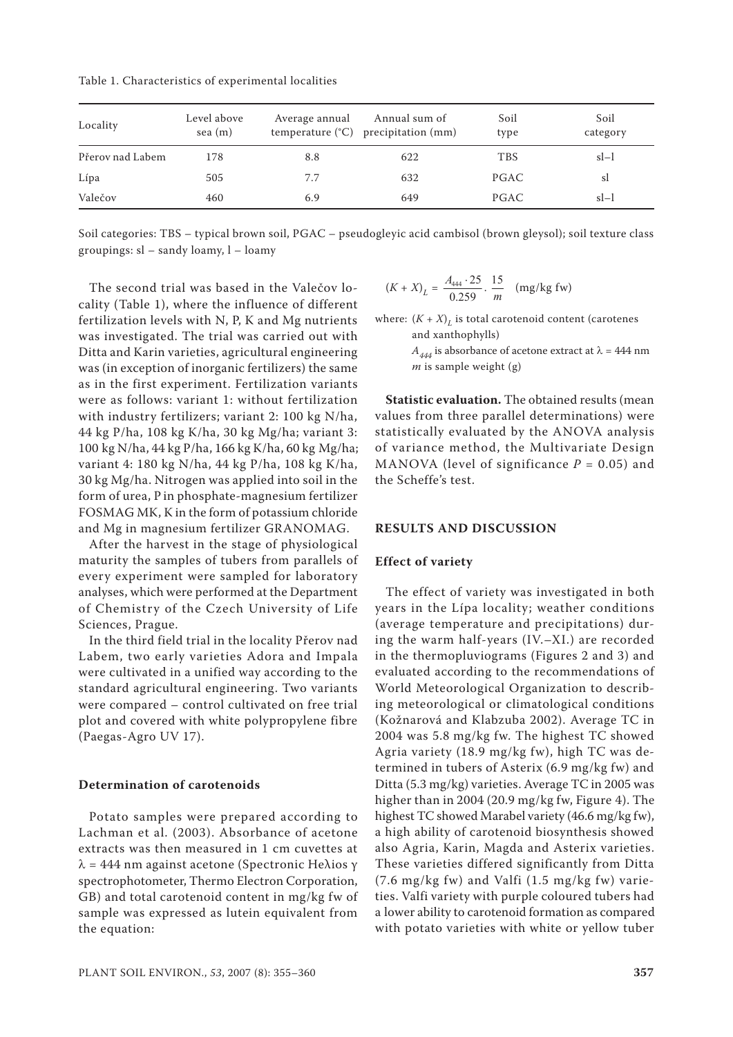Table 1. Characteristics of experimental localities

| Locality | Level above sea (m) | Average annual temperature (°C) | Annual sum of precipitation (mm) | Soil type | Soil category |
|---|---|---|---|---|---|
| Přerov nad Labem | 178 | 8.8 | 622 | TBS | sl–l |
| Lípa | 505 | 7.7 | 632 | PGAC | sl |
| Valečov | 460 | 6.9 | 649 | PGAC | sl–l |

Soil categories: TBS – typical brown soil, PGAC – pseudogleyic acid cambisol (brown gleysol); soil texture class groupings: sl – sandy loamy, l – loamy

The second trial was based in the Valečov locality (Table 1), where the influence of different fertilization levels with N, P, K and Mg nutrients was investigated. The trial was carried out with Ditta and Karin varieties, agricultural engineering was (in exception of inorganic fertilizers) the same as in the first experiment. Fertilization variants were as follows: variant 1: without fertilization with industry fertilizers; variant 2: 100 kg N/ha, 44 kg P/ha, 108 kg K/ha, 30 kg Mg/ha; variant 3: 100 kg N/ha, 44 kg P/ha, 166 kg K/ha, 60 kg Mg/ha; variant 4: 180 kg N/ha, 44 kg P/ha, 108 kg K/ha, 30 kg Mg/ha. Nitrogen was applied into soil in the form of urea, P in phosphate-magnesium fertilizer FOSMAG MK, K in the form of potassium chloride and Mg in magnesium fertilizer GRANOMAG.

After the harvest in the stage of physiological maturity the samples of tubers from parallels of every experiment were sampled for laboratory analyses, which were performed at the Department of Chemistry of the Czech University of Life Sciences, Prague.

In the third field trial in the locality Přerov nad Labem, two early varieties Adora and Impala were cultivated in a unified way according to the standard agricultural engineering. Two variants were compared – control cultivated on free trial plot and covered with white polypropylene fibre (Paegas-Agro UV 17).

#### Determination of carotenoids

Potato samples were prepared according to Lachman et al. (2003). Absorbance of acetone extracts was then measured in 1 cm cuvettes at $\lambda$ = 444 nm against acetone (Spectronic Heλios γ spectrophotometer, Thermo Electron Corporation, GB) and total carotenoid content in mg/kg fw of sample was expressed as lutein equivalent from the equation:

$$(K + X)_L = \frac{A_{444} \cdot 25}{0.259} \cdot \frac{15}{m} \quad \text{(mg/kg fw)}$$

where: $(K + X)_L$ is total carotenoid content (carotenes and xanthophylls)
$A_{444}$ is absorbance of acetone extract at $\lambda$ = 444 nm
$m$ is sample weight (g)

**Statistic evaluation.** The obtained results (mean values from three parallel determinations) were statistically evaluated by the ANOVA analysis of variance method, the Multivariate Design MANOVA (level of significance $P$ = 0.05) and the Scheffe's test.

## RESULTS AND DISCUSSION

#### Effect of variety

The effect of variety was investigated in both years in the Lípa locality; weather conditions (average temperature and precipitations) during the warm half-years (IV.–XI.) are recorded in the thermopluviograms (Figures 2 and 3) and evaluated according to the recommendations of World Meteorological Organization to describing meteorological or climatological conditions (Kožnarová and Klabzuba 2002). Average TC in 2004 was 5.8 mg/kg fw. The highest TC showed Agria variety (18.9 mg/kg fw), high TC was determined in tubers of Asterix (6.9 mg/kg fw) and Ditta (5.3 mg/kg) varieties. Average TC in 2005 was higher than in 2004 (20.9 mg/kg fw, Figure 4). The highest TC showed Marabel variety (46.6 mg/kg fw), a high ability of carotenoid biosynthesis showed also Agria, Karin, Magda and Asterix varieties. These varieties differed significantly from Ditta (7.6 mg/kg fw) and Valfi (1.5 mg/kg fw) varieties. Valfi variety with purple coloured tubers had a lower ability to carotenoid formation as compared with potato varieties with white or yellow tuber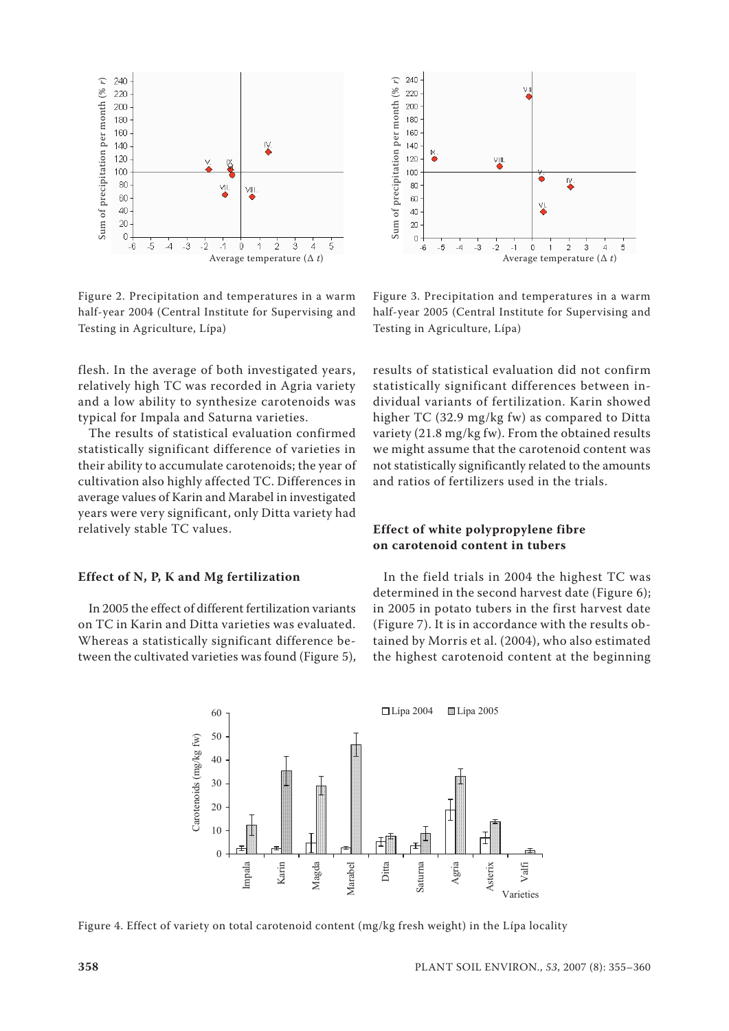Figure 2. Precipitation and temperatures in a warm half-year 2004 (Central Institute for Supervising and Testing in Agriculture, Lípa)

Figure 3. Precipitation and temperatures in a warm half-year 2005 (Central Institute for Supervising and Testing in Agriculture, Lípa)

flesh. In the average of both investigated years, relatively high TC was recorded in Agria variety and a low ability to synthesize carotenoids was typical for Impala and Saturna varieties.

The results of statistical evaluation confirmed statistically significant difference of varieties in their ability to accumulate carotenoids; the year of cultivation also highly affected TC. Differences in average values of Karin and Marabel in investigated years were very significant, only Ditta variety had relatively stable TC values.

## Effect of N, P, K and Mg fertilization

In 2005 the effect of different fertilization variants on TC in Karin and Ditta varieties was evaluated. Whereas a statistically significant difference between the cultivated varieties was found (Figure 5), results of statistical evaluation did not confirm statistically significant differences between individual variants of fertilization. Karin showed higher TC (32.9 mg/kg fw) as compared to Ditta variety (21.8 mg/kg fw). From the obtained results we might assume that the carotenoid content was not statistically significantly related to the amounts and ratios of fertilizers used in the trials.

## Effect of white polypropylene fibre on carotenoid content in tubers

In the field trials in 2004 the highest TC was determined in the second harvest date (Figure 6); in 2005 in potato tubers in the first harvest date (Figure 7). It is in accordance with the results obtained by Morris et al. (2004), who also estimated the highest carotenoid content at the beginning

Figure 4. Effect of variety on total carotenoid content (mg/kg fresh weight) in the Lípa locality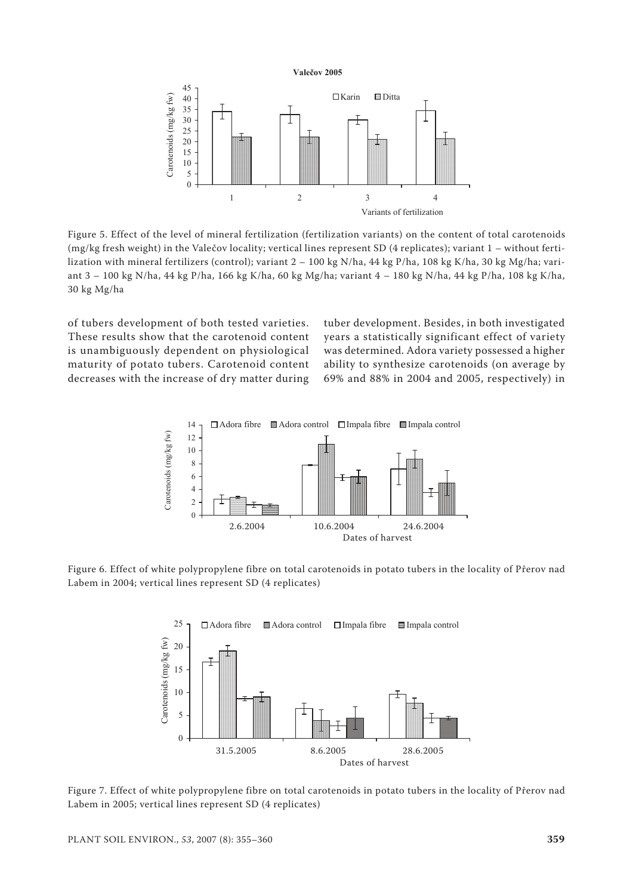Figure 5. Effect of the level of mineral fertilization (fertilization variants) on the content of total carotenoids (mg/kg fresh weight) in the Valečov locality; vertical lines represent SD (4 replicates); variant 1 – without fertilization with mineral fertilizers (control); variant 2 – 100 kg N/ha, 44 kg P/ha, 108 kg K/ha, 30 kg Mg/ha; variant 3 – 100 kg N/ha, 44 kg P/ha, 166 kg K/ha, 60 kg Mg/ha; variant 4 – 180 kg N/ha, 44 kg P/ha, 108 kg K/ha, 30 kg Mg/ha

of tubers development of both tested varieties. These results show that the carotenoid content is unambiguously dependent on physiological maturity of potato tubers. Carotenoid content decreases with the increase of dry matter during tuber development. Besides, in both investigated years a statistically significant effect of variety was determined. Adora variety possessed a higher ability to synthesize carotenoids (on average by 69% and 88% in 2004 and 2005, respectively) in

Figure 6. Effect of white polypropylene fibre on total carotenoids in potato tubers in the locality of Přerov nad Labem in 2004; vertical lines represent SD (4 replicates)

Figure 7. Effect of white polypropylene fibre on total carotenoids in potato tubers in the locality of Přerov nad Labem in 2005; vertical lines represent SD (4 replicates)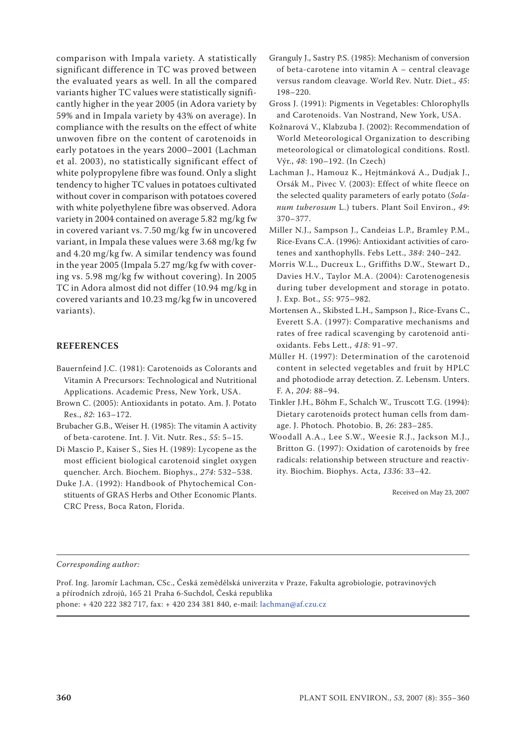comparison with Impala variety. A statistically significant difference in TC was proved between the evaluated years as well. In all the compared variants higher TC values were statistically significantly higher in the year 2005 (in Adora variety by 59% and in Impala variety by 43% on average). In compliance with the results on the effect of white unwoven fibre on the content of carotenoids in early potatoes in the years 2000–2001 (Lachman et al. 2003), no statistically significant effect of white polypropylene fibre was found. Only a slight tendency to higher TC values in potatoes cultivated without cover in comparison with potatoes covered with white polyethylene fibre was observed. Adora variety in 2004 contained on average 5.82 mg/kg fw in covered variant vs. 7.50 mg/kg fw in uncovered variant, in Impala these values were 3.68 mg/kg fw and 4.20 mg/kg fw. A similar tendency was found in the year 2005 (Impala 5.27 mg/kg fw with covering vs. 5.98 mg/kg fw without covering). In 2005 TC in Adora almost did not differ (10.94 mg/kg in covered variants and 10.23 mg/kg fw in uncovered variants).

## REFERENCES

Bauernfeind J.C. (1981): Carotenoids as Colorants and Vitamin A Precursors: Technological and Nutritional Applications. Academic Press, New York, USA.

Brown C. (2005): Antioxidants in potato. Am. J. Potato Res., *82*: 163–172.

Brubacher G.B., Weiser H. (1985): The vitamin A activity of beta-carotene. Int. J. Vit. Nutr. Res., *55*: 5–15.

Di Mascio P., Kaiser S., Sies H. (1989): Lycopene as the most efficient biological carotenoid singlet oxygen quencher. Arch. Biochem. Biophys., *274*: 532–538.

Duke J.A. (1992): Handbook of Phytochemical Constituents of GRAS Herbs and Other Economic Plants. CRC Press, Boca Raton, Florida.

Granguly J., Sastry P.S. (1985): Mechanism of conversion of beta-carotene into vitamin A – central cleavage versus random cleavage. World Rev. Nutr. Diet., *45*: 198–220.

Gross J. (1991): Pigments in Vegetables: Chlorophylls and Carotenoids. Van Nostrand, New York, USA.

Kožnarová V., Klabzuba J. (2002): Recommendation of World Meteorological Organization to describing meteorological or climatological conditions. Rostl. Výr., *48*: 190–192. (In Czech)

Lachman J., Hamouz K., Hejtmánková A., Dudjak J., Orsák M., Pivec V. (2003): Effect of white fleece on the selected quality parameters of early potato (*Solanum tuberosum* L.) tubers. Plant Soil Environ., *49*: 370–377.

Miller N.J., Sampson J., Candeias L.P., Bramley P.M., Rice-Evans C.A. (1996): Antioxidant activities of carotenes and xanthophylls. Febs Lett., *384*: 240–242.

Morris W.L., Ducreux L., Griffiths D.W., Stewart D., Davies H.V., Taylor M.A. (2004): Carotenogenesis during tuber development and storage in potato. J. Exp. Bot., *55*: 975–982.

Mortensen A., Skibsted L.H., Sampson J., Rice-Evans C., Everett S.A. (1997): Comparative mechanisms and rates of free radical scavenging by carotenoid antioxidants. Febs Lett., *418*: 91–97.

Müller H. (1997): Determination of the carotenoid content in selected vegetables and fruit by HPLC and photodiode array detection. Z. Lebensm. Unters. F. A, *204*: 88–94.

Tinkler J.H., Böhm F., Schalch W., Truscott T.G. (1994): Dietary carotenoids protect human cells from damage. J. Photoch. Photobio. B, *26*: 283–285.

Woodall A.A., Lee S.W., Weesie R.J., Jackson M.J., Britton G. (1997): Oxidation of carotenoids by free radicals: relationship between structure and reactivity. Biochim. Biophys. Acta, *1336*: 33–42.

Received on May 23, 2007

*Corresponding author:*

Prof. Ing. Jaromír Lachman, CSc., Česká zemědělská univerzita v Praze, Fakulta agrobiologie, potravinových a přírodních zdrojů, 165 21 Praha 6-Suchdol, Česká republika
phone: + 420 222 382 717, fax: + 420 234 381 840, e-mail: lachman@af.czu.cz